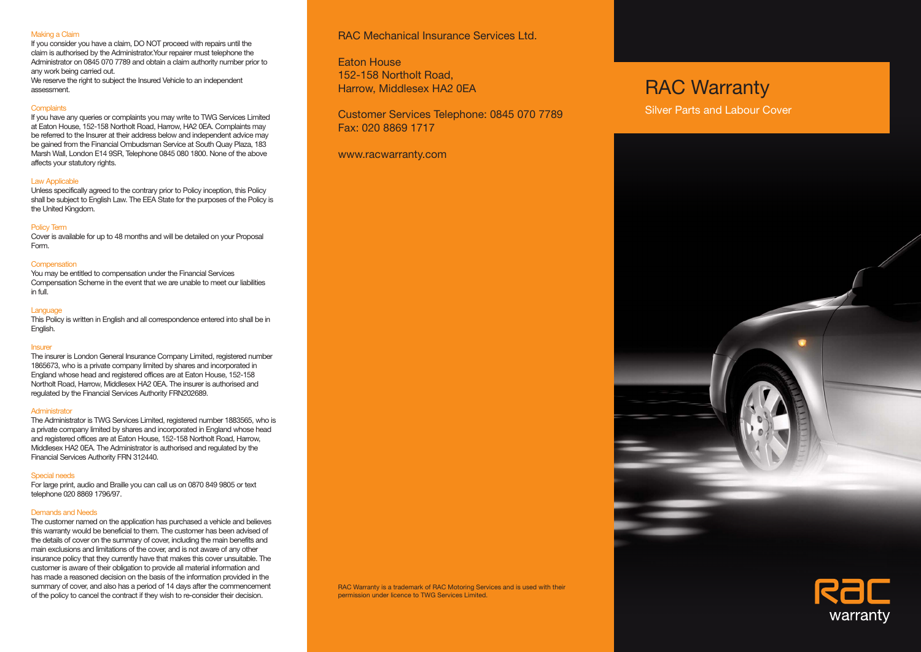### Making a Claim

If you consider you have a claim, DO NOT proceed with repairs until the claim is authorised by the Administrator.Your repairer must telephone the Administrator on 0845 070 7789 and obtain a claim authority number prior to any work being carried out.

We reserve the right to subject the Insured Vehicle to an independent assessment.

### Complaints

If you have any queries or complaints you may write to TWG Services Limited at Eaton House, 152-158 Northolt Road, Harrow, HA2 0EA. Complaints may be referred to the Insurer at their address below and independent advice may be gained from the Financial Ombudsman Service at South Quay Plaza, 183 Marsh Wall, London E14 9SR, Telephone 0845 080 1800. None of the above affects your statutory rights.

### Law Applicable

Unless specifically agreed to the contrary prior to Policy inception, this Policy shall be subject to English Law. The EEA State for the purposes of the Policy is the United Kingdom.

### Policy Term

Cover is available for up to 48 months and will be detailed on your Proposal Form.

### Compensation

You may be entitled to compensation under the Financial Services Compensation Scheme in the event that we are unable to meet our liabilities in full.

### Language

This Policy is written in English and all correspondence entered into shall be in English.

### Insurer

The insurer is London General Insurance Company Limited, registered number 1865673, who is a private company limited by shares and incorporated in England whose head and registered offices are at Eaton House, 152-158 Northolt Road, Harrow, Middlesex HA2 0EA. The insurer is authorised and regulated by the Financial Services Authority FRN202689.

### Administrator

The Administrator is TWG Services Limited, registered number 1883565, who is a private company limited by shares and incorporated in England whose head and registered offices are at Eaton House, 152-158 Northolt Road, Harrow, Middlesex HA2 0EA. The Administrator is authorised and regulated by the Financial Services Authority FRN 312440.

### Special needs

For large print, audio and Braille you can call us on 0870 849 9805 or text telephone 020 8869 1796/97.

### Demands and Needs

The customer named on the application has purchased a vehicle and believes this warranty would be beneficial to them. The customer has been advised of the details of cover on the summary of cover, including the main benefits and main exclusions and limitations of the cover, and is not aware of any other insurance policy that they currently have that makes this cover unsuitable. The customer is aware of their obligation to provide all material information and has made a reasoned decision on the basis of the information provided in the summary of cover, and also has a period of 14 days after the commencement of the policy to cancel the contract if they wish to re-consider their decision.

RAC Mechanical Insurance Services Ltd.

Eaton House
152-158 Northolt Road,
Harrow, Middlesex HA2 0EA

Customer Services Telephone: 0845 070 7789
Fax: 020 8869 1717

www.racwarranty.com

RAC Warranty is a trademark of RAC Motoring Services and is used with their permission under licence to TWG Services Limited.

# RAC Warranty

## Silver Parts and Labour Cover

RAC warranty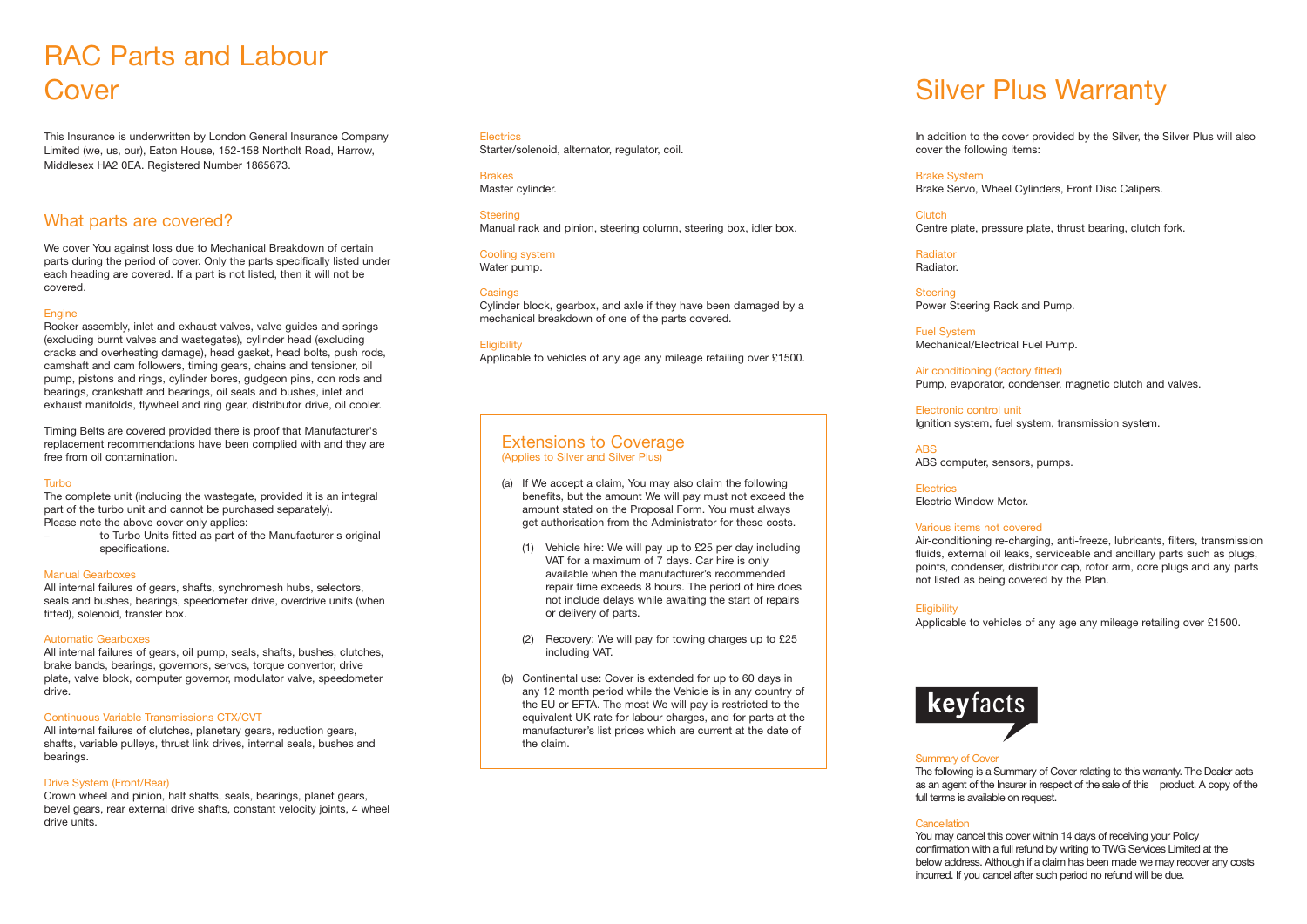# RAC Parts and Labour Cover

This Insurance is underwritten by London General Insurance Company Limited (we, us, our), Eaton House, 152-158 Northolt Road, Harrow, Middlesex HA2 0EA. Registered Number 1865673.

## What parts are covered?

We cover You against loss due to Mechanical Breakdown of certain parts during the period of cover. Only the parts specifically listed under each heading are covered. If a part is not listed, then it will not be covered.

### Engine

Rocker assembly, inlet and exhaust valves, valve guides and springs (excluding burnt valves and wastegates), cylinder head (excluding cracks and overheating damage), head gasket, head bolts, push rods, camshaft and cam followers, timing gears, chains and tensioner, oil pump, pistons and rings, cylinder bores, gudgeon pins, con rods and bearings, crankshaft and bearings, oil seals and bushes, inlet and exhaust manifolds, flywheel and ring gear, distributor drive, oil cooler.

Timing Belts are covered provided there is proof that Manufacturer's replacement recommendations have been complied with and they are free from oil contamination.

### Turbo

The complete unit (including the wastegate, provided it is an integral part of the turbo unit and cannot be purchased separately).
Please note the above cover only applies:

- to Turbo Units fitted as part of the Manufacturer's original specifications.

### Manual Gearboxes

All internal failures of gears, shafts, synchromesh hubs, selectors, seals and bushes, bearings, speedometer drive, overdrive units (when fitted), solenoid, transfer box.

### Automatic Gearboxes

All internal failures of gears, oil pump, seals, shafts, bushes, clutches, brake bands, bearings, governors, servos, torque convertor, drive plate, valve block, computer governor, modulator valve, speedometer drive.

### Continuous Variable Transmissions CTX/CVT

All internal failures of clutches, planetary gears, reduction gears, shafts, variable pulleys, thrust link drives, internal seals, bushes and bearings.

### Drive System (Front/Rear)

Crown wheel and pinion, half shafts, seals, bearings, planet gears, bevel gears, rear external drive shafts, constant velocity joints, 4 wheel drive units.

### Electrics

Starter/solenoid, alternator, regulator, coil.

### Brakes

Master cylinder.

### Steering

Manual rack and pinion, steering column, steering box, idler box.

### Cooling system

Water pump.

### Casings

Cylinder block, gearbox, and axle if they have been damaged by a mechanical breakdown of one of the parts covered.

### Eligibility

Applicable to vehicles of any age any mileage retailing over £1500.

## Extensions to Coverage

(Applies to Silver and Silver Plus)

(a) If We accept a claim, You may also claim the following benefits, but the amount We will pay must not exceed the amount stated on the Proposal Form. You must always get authorisation from the Administrator for these costs.

  (1) Vehicle hire: We will pay up to £25 per day including VAT for a maximum of 7 days. Car hire is only available when the manufacturer's recommended repair time exceeds 8 hours. The period of hire does not include delays while awaiting the start of repairs or delivery of parts.

  (2) Recovery: We will pay for towing charges up to £25 including VAT.

(b) Continental use: Cover is extended for up to 60 days in any 12 month period while the Vehicle is in any country of the EU or EFTA. The most We will pay is restricted to the equivalent UK rate for labour charges, and for parts at the manufacturer's list prices which are current at the date of the claim.

# Silver Plus Warranty

In addition to the cover provided by the Silver, the Silver Plus will also cover the following items:

### Brake System

Brake Servo, Wheel Cylinders, Front Disc Calipers.

### Clutch

Centre plate, pressure plate, thrust bearing, clutch fork.

### Radiator

Radiator.

### Steering

Power Steering Rack and Pump.

### Fuel System

Mechanical/Electrical Fuel Pump.

### Air conditioning (factory fitted)

Pump, evaporator, condenser, magnetic clutch and valves.

### Electronic control unit

Ignition system, fuel system, transmission system.

### ABS

ABS computer, sensors, pumps.

### Electrics

Electric Window Motor.

### Various items not covered

Air-conditioning re-charging, anti-freeze, lubricants, filters, transmission fluids, external oil leaks, serviceable and ancillary parts such as plugs, points, condenser, distributor cap, rotor arm, core plugs and any parts not listed as being covered by the Plan.

### Eligibility

Applicable to vehicles of any age any mileage retailing over £1500.

## keyfacts

### Summary of Cover

The following is a Summary of Cover relating to this warranty. The Dealer acts as an agent of the Insurer in respect of the sale of this product. A copy of the full terms is available on request.

### Cancellation

You may cancel this cover within 14 days of receiving your Policy confirmation with a full refund by writing to TWG Services Limited at the below address. Although if a claim has been made we may recover any costs incurred. If you cancel after such period no refund will be due.